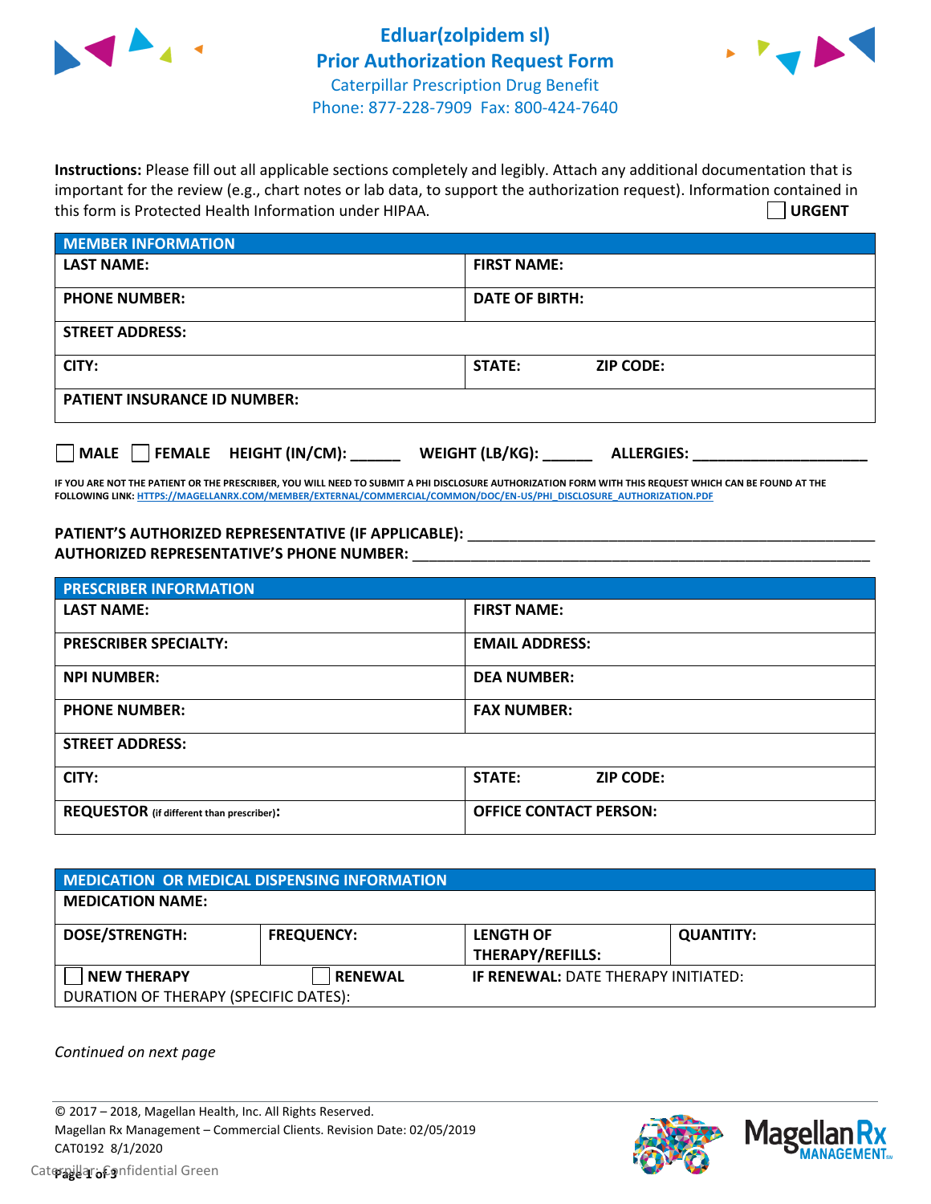# Edluar(zolpidem sl) Prior Authorization Request Form

Caterpillar Prescription Drug Benefit
Phone: 877-228-7909 Fax: 800-424-7640

**Instructions:** Please fill out all applicable sections completely and legibly. Attach any additional documentation that is important for the review (e.g., chart notes or lab data, to support the authorization request). Information contained in this form is Protected Health Information under HIPAA.

☐ **URGENT**

| MEMBER INFORMATION | |
|---|---|
| **LAST NAME:** | **FIRST NAME:** |
| **PHONE NUMBER:** | **DATE OF BIRTH:** |
| **STREET ADDRESS:** | |
| **CITY:** | **STATE:** **ZIP CODE:** |
| **PATIENT INSURANCE ID NUMBER:** | |

☐ **MALE** ☐ **FEMALE** **HEIGHT (IN/CM):** ______ **WEIGHT (LB/KG):** ______ **ALLERGIES:** ____________________

**IF YOU ARE NOT THE PATIENT OR THE PRESCRIBER, YOU WILL NEED TO SUBMIT A PHI DISCLOSURE AUTHORIZATION FORM WITH THIS REQUEST WHICH CAN BE FOUND AT THE FOLLOWING LINK:** HTTPS://MAGELLANRX.COM/MEMBER/EXTERNAL/COMMERCIAL/COMMON/DOC/EN-US/PHI_DISCLOSURE_AUTHORIZATION.PDF

**PATIENT'S AUTHORIZED REPRESENTATIVE (IF APPLICABLE):** ____________________________________________

**AUTHORIZED REPRESENTATIVE'S PHONE NUMBER:** ____________________________________________

| PRESCRIBER INFORMATION | |
|---|---|
| **LAST NAME:** | **FIRST NAME:** |
| **PRESCRIBER SPECIALTY:** | **EMAIL ADDRESS:** |
| **NPI NUMBER:** | **DEA NUMBER:** |
| **PHONE NUMBER:** | **FAX NUMBER:** |
| **STREET ADDRESS:** | |
| **CITY:** | **STATE:** **ZIP CODE:** |
| **REQUESTOR** (if different than prescriber)**:** | **OFFICE CONTACT PERSON:** |

| MEDICATION OR MEDICAL DISPENSING INFORMATION | | | |
|---|---|---|---|
| **MEDICATION NAME:** | | | |
| **DOSE/STRENGTH:** | **FREQUENCY:** | **LENGTH OF THERAPY/REFILLS:** | **QUANTITY:** |
| ☐ **NEW THERAPY** | ☐ **RENEWAL** | **IF RENEWAL:** DATE THERAPY INITIATED: | |
| DURATION OF THERAPY (SPECIFIC DATES): | | | |

*Continued on next page*

© 2017 – 2018, Magellan Health, Inc. All Rights Reserved.
Magellan Rx Management – Commercial Clients. Revision Date: 02/05/2019
CAT0192 8/1/2020
Caterpillar: Confidential Green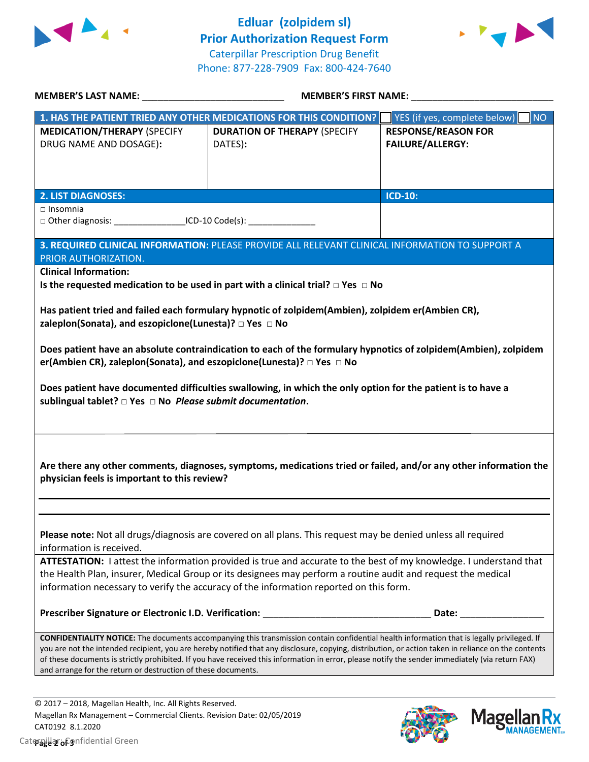# Edluar (zolpidem sl)
## Prior Authorization Request Form
Caterpillar Prescription Drug Benefit
Phone: 877-228-7909 Fax: 800-424-7640

**MEMBER'S LAST NAME:** ___________________________ **MEMBER'S FIRST NAME:** ___________________________

| **1. HAS THE PATIENT TRIED ANY OTHER MEDICATIONS FOR THIS CONDITION?** | | ☐ YES (if yes, complete below) ☐ NO |
|---|---|---|
| **MEDICATION/THERAPY** (SPECIFY DRUG NAME AND DOSAGE): | **DURATION OF THERAPY** (SPECIFY DATES): | **RESPONSE/REASON FOR FAILURE/ALLERGY:** |
| | | |

| **2. LIST DIAGNOSES:** | **ICD-10:** |
|---|---|
| □ Insomnia<br>□ Other diagnosis: _______________ICD-10 Code(s): ______________ | |

**3. REQUIRED CLINICAL INFORMATION:** PLEASE PROVIDE ALL RELEVANT CLINICAL INFORMATION TO SUPPORT A PRIOR AUTHORIZATION.

**Clinical Information:**

**Is the requested medication to be used in part with a clinical trial?** □ **Yes** □ **No**

**Has patient tried and failed each formulary hypnotic of zolpidem(Ambien), zolpidem er(Ambien CR), zaleplon(Sonata), and eszopiclone(Lunesta)?** □ **Yes** □ **No**

**Does patient have an absolute contraindication to each of the formulary hypnotics of zolpidem(Ambien), zolpidem er(Ambien CR), zaleplon(Sonata), and eszopiclone(Lunesta)?** □ **Yes** □ **No**

**Does patient have documented difficulties swallowing, in which the only option for the patient is to have a sublingual tablet?** □ **Yes** □ **No** ***Please submit documentation*****.**

**Are there any other comments, diagnoses, symptoms, medications tried or failed, and/or any other information the physician feels is important to this review?**

_______________________________________________________________

_______________________________________________________________

**Please note:** Not all drugs/diagnosis are covered on all plans. This request may be denied unless all required information is received.

**ATTESTATION:** I attest the information provided is true and accurate to the best of my knowledge. I understand that the Health Plan, insurer, Medical Group or its designees may perform a routine audit and request the medical information necessary to verify the accuracy of the information reported on this form.

**Prescriber Signature or Electronic I.D. Verification:** _________________________________ **Date:** ________________

**CONFIDENTIALITY NOTICE:** The documents accompanying this transmission contain confidential health information that is legally privileged. If you are not the intended recipient, you are hereby notified that any disclosure, copying, distribution, or action taken in reliance on the contents of these documents is strictly prohibited. If you have received this information in error, please notify the sender immediately (via return FAX) and arrange for the return or destruction of these documents.

© 2017 – 2018, Magellan Health, Inc. All Rights Reserved.
Magellan Rx Management – Commercial Clients. Revision Date: 02/05/2019
CAT0192 8.1.2020

Caterpillar: Confidential Green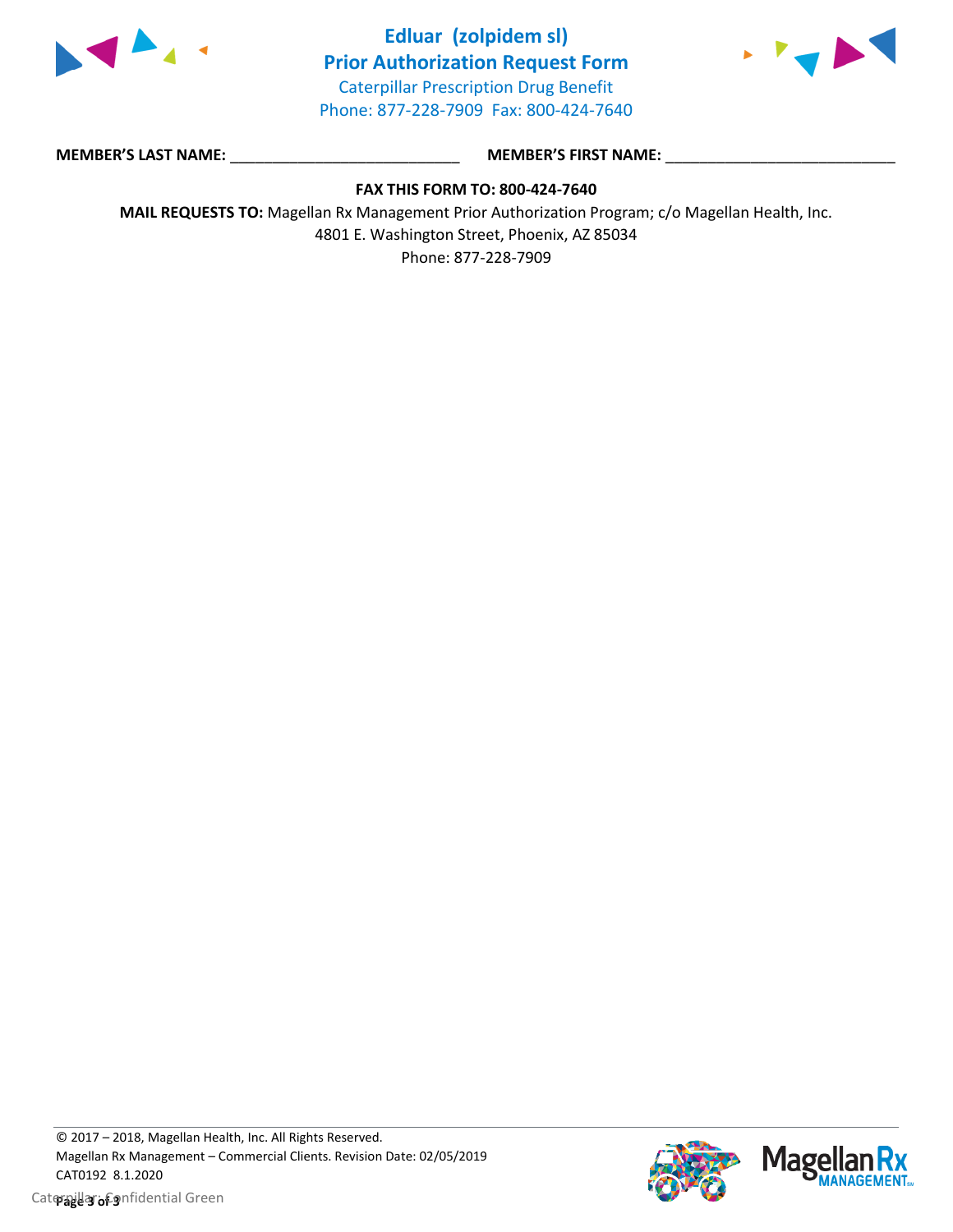# Edluar (zolpidem sl)
## Prior Authorization Request Form

Caterpillar Prescription Drug Benefit

Phone: 877-228-7909 Fax: 800-424-7640

**MEMBER'S LAST NAME:** ___________________________ **MEMBER'S FIRST NAME:** ___________________________

**FAX THIS FORM TO: 800-424-7640**

**MAIL REQUESTS TO:** Magellan Rx Management Prior Authorization Program; c/o Magellan Health, Inc.
4801 E. Washington Street, Phoenix, AZ 85034
Phone: 877-228-7909

© 2017 – 2018, Magellan Health, Inc. All Rights Reserved.
Magellan Rx Management – Commercial Clients. Revision Date: 02/05/2019
CAT0192 8.1.2020

Caterpillar: Confidential Green